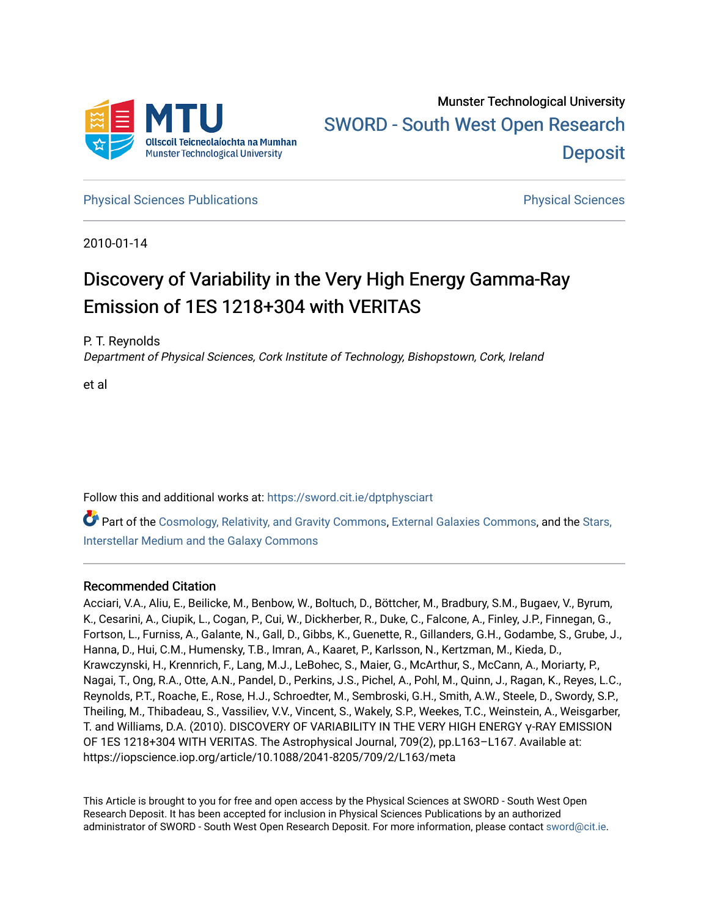Munster Technological University

SWORD - South West Open Research Deposit

Physical Sciences Publications | Physical Sciences

2010-01-14

# Discovery of Variability in the Very High Energy Gamma-Ray Emission of 1ES 1218+304 with VERITAS

P. T. Reynolds
*Department of Physical Sciences, Cork Institute of Technology, Bishopstown, Cork, Ireland*

et al

Follow this and additional works at: https://sword.cit.ie/dptphysciart

Part of the Cosmology, Relativity, and Gravity Commons, External Galaxies Commons, and the Stars, Interstellar Medium and the Galaxy Commons

## Recommended Citation

Acciari, V.A., Aliu, E., Beilicke, M., Benbow, W., Boltuch, D., Böttcher, M., Bradbury, S.M., Bugaev, V., Byrum, K., Cesarini, A., Ciupik, L., Cogan, P., Cui, W., Dickherber, R., Duke, C., Falcone, A., Finley, J.P., Finnegan, G., Fortson, L., Furniss, A., Galante, N., Gall, D., Gibbs, K., Guenette, R., Gillanders, G.H., Godambe, S., Grube, J., Hanna, D., Hui, C.M., Humensky, T.B., Imran, A., Kaaret, P., Karlsson, N., Kertzman, M., Kieda, D., Krawczynski, H., Krennrich, F., Lang, M.J., LeBohec, S., Maier, G., McArthur, S., McCann, A., Moriarty, P., Nagai, T., Ong, R.A., Otte, A.N., Pandel, D., Perkins, J.S., Pichel, A., Pohl, M., Quinn, J., Ragan, K., Reyes, L.C., Reynolds, P.T., Roache, E., Rose, H.J., Schroedter, M., Sembroski, G.H., Smith, A.W., Steele, D., Swordy, S.P., Theiling, M., Thibadeau, S., Vassiliev, V.V., Vincent, S., Wakely, S.P., Weekes, T.C., Weinstein, A., Weisgarber, T. and Williams, D.A. (2010). DISCOVERY OF VARIABILITY IN THE VERY HIGH ENERGY γ-RAY EMISSION OF 1ES 1218+304 WITH VERITAS. The Astrophysical Journal, 709(2), pp.L163–L167. Available at: https://iopscience.iop.org/article/10.1088/2041-8205/709/2/L163/meta

This Article is brought to you for free and open access by the Physical Sciences at SWORD - South West Open Research Deposit. It has been accepted for inclusion in Physical Sciences Publications by an authorized administrator of SWORD - South West Open Research Deposit. For more information, please contact sword@cit.ie.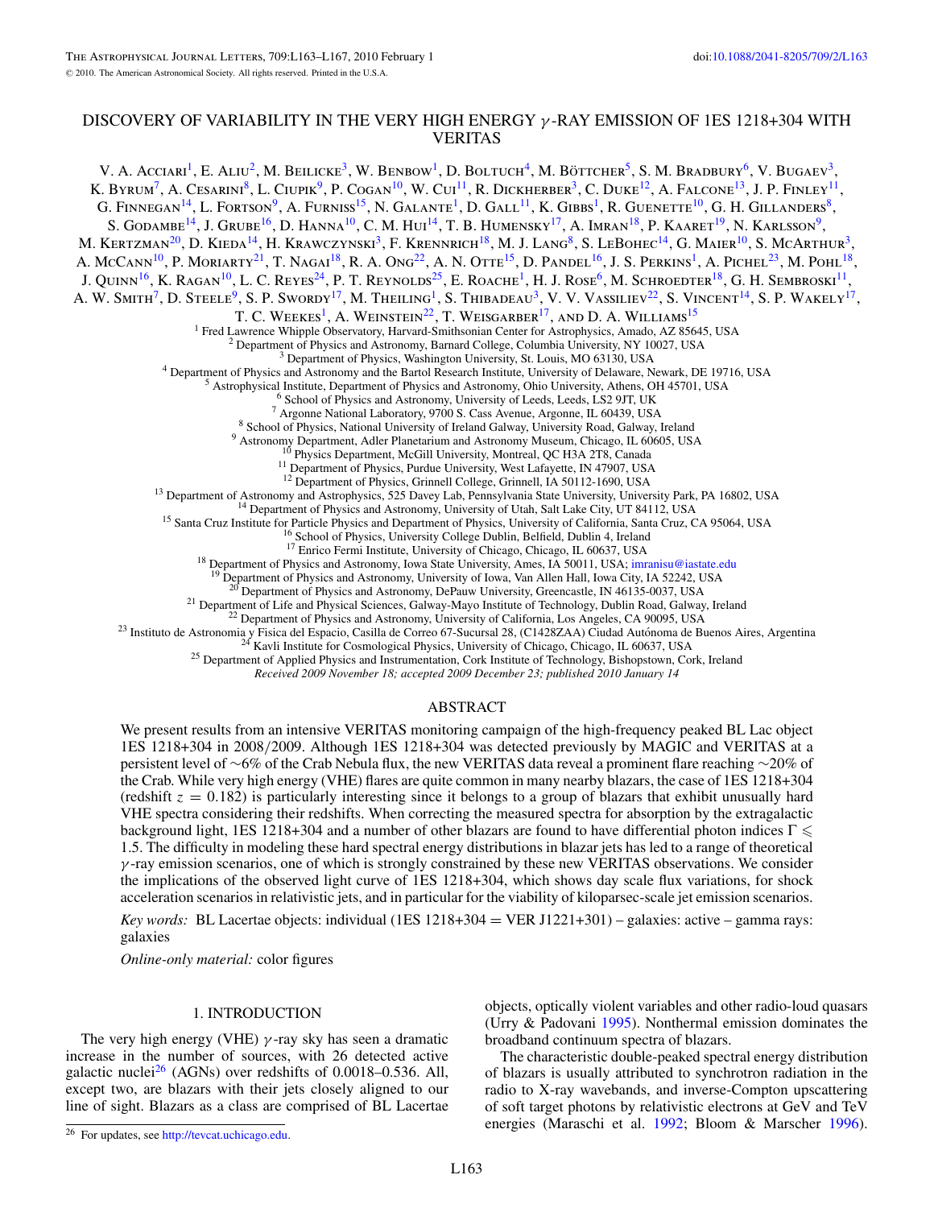# DISCOVERY OF VARIABILITY IN THE VERY HIGH ENERGY $\gamma$-RAY EMISSION OF 1ES 1218+304 WITH VERITAS

V. A. Acciari[1], E. Aliu[2], M. Beilicke[3], W. Benbow[1], D. Boltuch[4], M. Böttcher[5], S. M. Bradbury[6], V. Bugaev[3], K. Byrum[7], A. Cesarini[8], L. Ciupik[9], P. Cogan[10], W. Cui[11], R. Dickherber[3], C. Duke[12], A. Falcone[13], J. P. Finley[11], G. Finnegan[14], L. Fortson[9], A. Furniss[15], N. Galante[1], D. Gall[11], K. Gibbs[1], R. Guenette[10], G. H. Gillanders[8], S. Godambe[14], J. Grube[16], D. Hanna[10], C. M. Hui[14], T. B. Humensky[17], A. Imran[18], P. Kaaret[19], N. Karlsson[9], M. Kertzman[20], D. Kieda[14], H. Krawczynski[3], F. Krennrich[18], M. J. Lang[8], S. LeBohec[14], G. Maier[10], S. McArthur[3], A. McCann[10], P. Moriarty[21], T. Nagai[18], R. A. Ong[22], A. N. Otte[15], D. Pandel[16], J. S. Perkins[1], A. Pichel[23], M. Pohl[18], J. Quinn[16], K. Ragan[10], L. C. Reyes[24], P. T. Reynolds[25], E. Roache[1], H. J. Rose[6], M. Schroedter[18], G. H. Sembroski[11], A. W. Smith[7], D. Steele[9], S. P. Swordy[17], M. Theiling[1], S. Thibadeau[3], V. V. Vassiliev[22], S. Vincent[14], S. P. Wakely[17], T. C. Weekes[1], A. Weinstein[22], T. Weisgarber[17], and D. A. Williams[15]

[1] Fred Lawrence Whipple Observatory, Harvard-Smithsonian Center for Astrophysics, Amado, AZ 85645, USA
[2] Department of Physics and Astronomy, Barnard College, Columbia University, NY 10027, USA
[3] Department of Physics, Washington University, St. Louis, MO 63130, USA
[4] Department of Physics and Astronomy and the Bartol Research Institute, University of Delaware, Newark, DE 19716, USA
[5] Astrophysical Institute, Department of Physics and Astronomy, Ohio University, Athens, OH 45701, USA
[6] School of Physics and Astronomy, University of Leeds, Leeds, LS2 9JT, UK
[7] Argonne National Laboratory, 9700 S. Cass Avenue, Argonne, IL 60439, USA
[8] School of Physics, National University of Ireland Galway, University Road, Galway, Ireland
[9] Astronomy Department, Adler Planetarium and Astronomy Museum, Chicago, IL 60605, USA
[10] Physics Department, McGill University, Montreal, QC H3A 2T8, Canada
[11] Department of Physics, Purdue University, West Lafayette, IN 47907, USA
[12] Department of Physics, Grinnell College, Grinnell, IA 50112-1690, USA
[13] Department of Astronomy and Astrophysics, 525 Davey Lab, Pennsylvania State University, University Park, PA 16802, USA
[14] Department of Physics and Astronomy, University of Utah, Salt Lake City, UT 84112, USA
[15] Santa Cruz Institute for Particle Physics and Department of Physics, University of California, Santa Cruz, CA 95064, USA
[16] School of Physics, University College Dublin, Belfield, Dublin 4, Ireland
[17] Enrico Fermi Institute, University of Chicago, Chicago, IL 60637, USA
[18] Department of Physics and Astronomy, Iowa State University, Ames, IA 50011, USA; imranisu@iastate.edu
[19] Department of Physics and Astronomy, University of Iowa, Van Allen Hall, Iowa City, IA 52242, USA
[20] Department of Physics and Astronomy, DePauw University, Greencastle, IN 46135-0037, USA
[21] Department of Life and Physical Sciences, Galway-Mayo Institute of Technology, Dublin Road, Galway, Ireland
[22] Department of Physics and Astronomy, University of California, Los Angeles, CA 90095, USA
[23] Instituto de Astronomia y Fisica del Espacio, Casilla de Correo 67-Sucursal 28, (C1428ZAA) Ciudad Autónoma de Buenos Aires, Argentina
[24] Kavli Institute for Cosmological Physics, University of Chicago, Chicago, IL 60637, USA
[25] Department of Applied Physics and Instrumentation, Cork Institute of Technology, Bishopstown, Cork, Ireland

*Received 2009 November 18; accepted 2009 December 23; published 2010 January 14*

## ABSTRACT

We present results from an intensive VERITAS monitoring campaign of the high-frequency peaked BL Lac object 1ES 1218+304 in 2008/2009. Although 1ES 1218+304 was detected previously by MAGIC and VERITAS at a persistent level of ~6% of the Crab Nebula flux, the new VERITAS data reveal a prominent flare reaching ~20% of the Crab. While very high energy (VHE) flares are quite common in many nearby blazars, the case of 1ES 1218+304 (redshift $z = 0.182$) is particularly interesting since it belongs to a group of blazars that exhibit unusually hard VHE spectra considering their redshifts. When correcting the measured spectra for absorption by the extragalactic background light, 1ES 1218+304 and a number of other blazars are found to have differential photon indices $\Gamma \leqslant 1.5$. The difficulty in modeling these hard spectral energy distributions in blazar jets has led to a range of theoretical $\gamma$-ray emission scenarios, one of which is strongly constrained by these new VERITAS observations. We consider the implications of the observed light curve of 1ES 1218+304, which shows day scale flux variations, for shock acceleration scenarios in relativistic jets, and in particular for the viability of kiloparsec-scale jet emission scenarios.

*Key words:* BL Lacertae objects: individual (1ES 1218+304 = VER J1221+301) – galaxies: active – gamma rays: galaxies

*Online-only material:* color figures

## 1. INTRODUCTION

The very high energy (VHE) $\gamma$-ray sky has seen a dramatic increase in the number of sources, with 26 detected active galactic nuclei[26] (AGNs) over redshifts of 0.0018–0.536. All, except two, are blazars with their jets closely aligned to our line of sight. Blazars as a class are comprised of BL Lacertae objects, optically violent variables and other radio-loud quasars (Urry & Padovani 1995). Nonthermal emission dominates the broadband continuum spectra of blazars.

The characteristic double-peaked spectral energy distribution of blazars is usually attributed to synchrotron radiation in the radio to X-ray wavebands, and inverse-Compton upscattering of soft target photons by relativistic electrons at GeV and TeV energies (Maraschi et al. 1992; Bloom & Marscher 1996).

[26] For updates, see http://tevcat.uchicago.edu.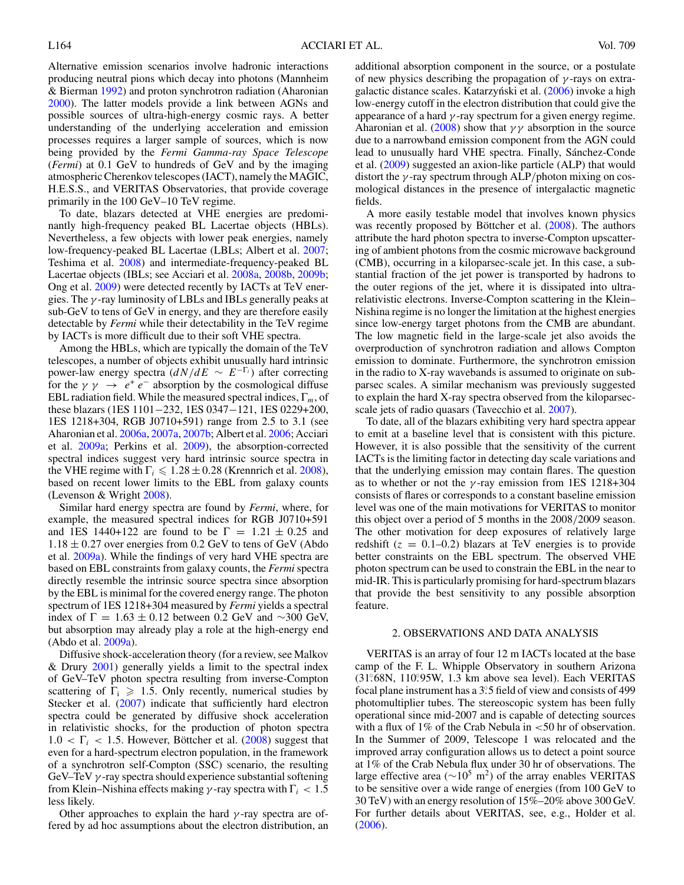Alternative emission scenarios involve hadronic interactions producing neutral pions which decay into photons (Mannheim & Bierman 1992) and proton synchrotron radiation (Aharonian 2000). The latter models provide a link between AGNs and possible sources of ultra-high-energy cosmic rays. A better understanding of the underlying acceleration and emission processes requires a larger sample of sources, which is now being provided by the *Fermi Gamma-ray Space Telescope* (*Fermi*) at 0.1 GeV to hundreds of GeV and by the imaging atmospheric Cherenkov telescopes (IACT), namely the MAGIC, H.E.S.S., and VERITAS Observatories, that provide coverage primarily in the 100 GeV–10 TeV regime.

To date, blazars detected at VHE energies are predominantly high-frequency peaked BL Lacertae objects (HBLs). Nevertheless, a few objects with lower peak energies, namely low-frequency-peaked BL Lacertae (LBLs; Albert et al. 2007; Teshima et al. 2008) and intermediate-frequency-peaked BL Lacertae objects (IBLs; see Acciari et al. 2008a, 2008b, 2009b; Ong et al. 2009) were detected recently by IACTs at TeV energies. The $\gamma$-ray luminosity of LBLs and IBLs generally peaks at sub-GeV to tens of GeV in energy, and they are therefore easily detectable by *Fermi* while their detectability in the TeV regime by IACTs is more difficult due to their soft VHE spectra.

Among the HBLs, which are typically the domain of the TeV telescopes, a number of objects exhibit unusually hard intrinsic power-law energy spectra ($dN/dE \sim E^{-\Gamma_i}$) after correcting for the $\gamma\gamma \rightarrow e^+ e^-$ absorption by the cosmological diffuse EBL radiation field. While the measured spectral indices, $\Gamma_m$, of these blazars (1ES 1101−232, 1ES 0347−121, 1ES 0229+200, 1ES 1218+304, RGB J0710+591) range from 2.5 to 3.1 (see Aharonian et al. 2006a, 2007a, 2007b; Albert et al. 2006; Acciari et al. 2009a; Perkins et al. 2009), the absorption-corrected spectral indices suggest very hard intrinsic source spectra in the VHE regime with $\Gamma_i \leqslant 1.28 \pm 0.28$ (Krennrich et al. 2008), based on recent lower limits to the EBL from galaxy counts (Levenson & Wright 2008).

Similar hard energy spectra are found by *Fermi*, where, for example, the measured spectral indices for RGB J0710+591 and 1ES 1440+122 are found to be $\Gamma = 1.21 \pm 0.25$ and $1.18 \pm 0.27$ over energies from 0.2 GeV to tens of GeV (Abdo et al. 2009a). While the findings of very hard VHE spectra are based on EBL constraints from galaxy counts, the *Fermi* spectra directly resemble the intrinsic source spectra since absorption by the EBL is minimal for the covered energy range. The photon spectrum of 1ES 1218+304 measured by *Fermi* yields a spectral index of $\Gamma = 1.63 \pm 0.12$ between 0.2 GeV and ~300 GeV, but absorption may already play a role at the high-energy end (Abdo et al. 2009a).

Diffusive shock-acceleration theory (for a review, see Malkov & Drury 2001) generally yields a limit to the spectral index of GeV–TeV photon spectra resulting from inverse-Compton scattering of $\Gamma_i \geqslant 1.5$. Only recently, numerical studies by Stecker et al. (2007) indicate that sufficiently hard electron spectra could be generated by diffusive shock acceleration in relativistic shocks, for the production of photon spectra $1.0 < \Gamma_i < 1.5$. However, Böttcher et al. (2008) suggest that even for a hard-spectrum electron population, in the framework of a synchrotron self-Compton (SSC) scenario, the resulting GeV–TeV $\gamma$-ray spectra should experience substantial softening from Klein–Nishina effects making $\gamma$-ray spectra with $\Gamma_i < 1.5$ less likely.

Other approaches to explain the hard $\gamma$-ray spectra are offered by ad hoc assumptions about the electron distribution, an additional absorption component in the source, or a postulate of new physics describing the propagation of $\gamma$-rays on extragalactic distance scales. Katarzyński et al. (2006) invoke a high low-energy cutoff in the electron distribution that could give the appearance of a hard $\gamma$-ray spectrum for a given energy regime. Aharonian et al. (2008) show that $\gamma\gamma$ absorption in the source due to a narrowband emission component from the AGN could lead to unusually hard VHE spectra. Finally, Sánchez-Conde et al. (2009) suggested an axion-like particle (ALP) that would distort the $\gamma$-ray spectrum through ALP/photon mixing on cosmological distances in the presence of intergalactic magnetic fields.

A more easily testable model that involves known physics was recently proposed by Böttcher et al. (2008). The authors attribute the hard photon spectra to inverse-Compton upscattering of ambient photons from the cosmic microwave background (CMB), occurring in a kiloparsec-scale jet. In this case, a substantial fraction of the jet power is transported by hadrons to the outer regions of the jet, where it is dissipated into ultra-relativistic electrons. Inverse-Compton scattering in the Klein–Nishina regime is no longer the limitation at the highest energies since low-energy target photons from the CMB are abundant. The low magnetic field in the large-scale jet also avoids the overproduction of synchrotron radiation and allows Compton emission to dominate. Furthermore, the synchrotron emission in the radio to X-ray wavebands is assumed to originate on sub-parsec scales. A similar mechanism was previously suggested to explain the hard X-ray spectra observed from the kiloparsec-scale jets of radio quasars (Tavecchio et al. 2007).

To date, all of the blazars exhibiting very hard spectra appear to emit at a baseline level that is consistent with this picture. However, it is also possible that the sensitivity of the current IACTs is the limiting factor in detecting day scale variations and that the underlying emission may contain flares. The question as to whether or not the $\gamma$-ray emission from 1ES 1218+304 consists of flares or corresponds to a constant baseline emission level was one of the main motivations for VERITAS to monitor this object over a period of 5 months in the 2008/2009 season. The other motivation for deep exposures of relatively large redshift ($z$ = 0.1–0.2) blazars at TeV energies is to provide better constraints on the EBL spectrum. The observed VHE photon spectrum can be used to constrain the EBL in the near to mid-IR. This is particularly promising for hard-spectrum blazars that provide the best sensitivity to any possible absorption feature.

## 2. OBSERVATIONS AND DATA ANALYSIS

VERITAS is an array of four 12 m IACTs located at the base camp of the F. L. Whipple Observatory in southern Arizona (31°.68N, 110°.95W, 1.3 km above sea level). Each VERITAS focal plane instrument has a 3°.5 field of view and consists of 499 photomultiplier tubes. The stereoscopic system has been fully operational since mid-2007 and is capable of detecting sources with a flux of 1% of the Crab Nebula in <50 hr of observation. In the Summer of 2009, Telescope 1 was relocated and the improved array configuration allows us to detect a point source at 1% of the Crab Nebula flux under 30 hr of observations. The large effective area (~$10^5$ m$^2$) of the array enables VERITAS to be sensitive over a wide range of energies (from 100 GeV to 30 TeV) with an energy resolution of 15%–20% above 300 GeV. For further details about VERITAS, see, e.g., Holder et al. (2006).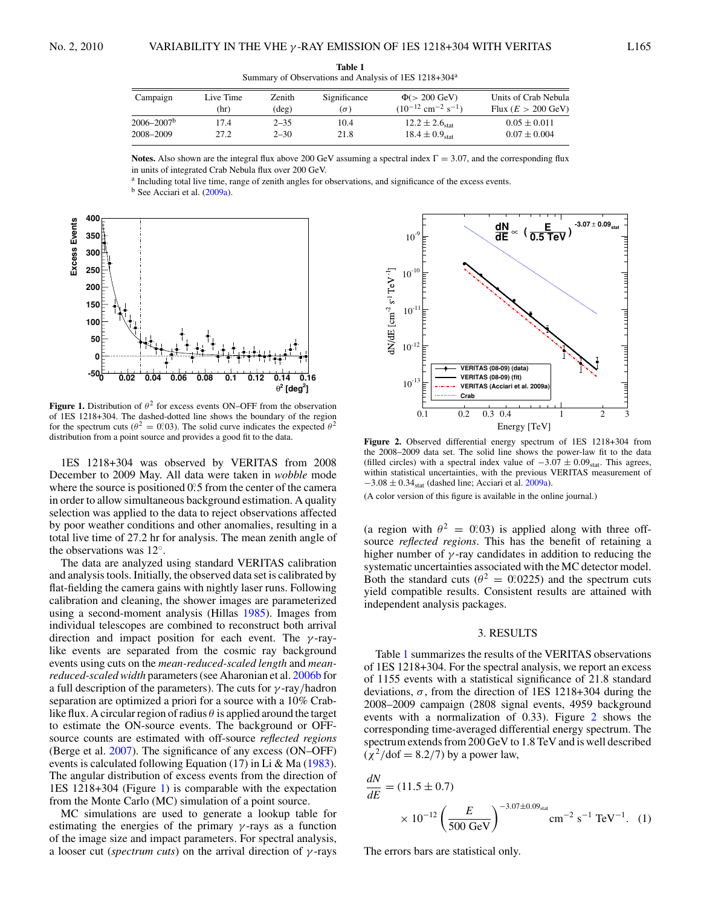**Table 1**
Summary of Observations and Analysis of 1ES 1218+304[a]

| Campaign | Live Time (hr) | Zenith (deg) | Significance ($\sigma$) | $\Phi(> 200$ GeV) ($10^{-12}$ cm$^{-2}$ s$^{-1}$) | Units of Crab Nebula Flux ($E > 200$ GeV) |
|---|---|---|---|---|---|
| 2006–2007[b] | 17.4 | 2–35 | 10.4 | $12.2 \pm 2.6_{\rm stat}$ | $0.05 \pm 0.011$ |
| 2008–2009 | 27.2 | 2–30 | 21.8 | $18.4 \pm 0.9_{\rm stat}$ | $0.07 \pm 0.004$ |

**Notes.** Also shown are the integral flux above 200 GeV assuming a spectral index $\Gamma = 3.07$, and the corresponding flux in units of integrated Crab Nebula flux over 200 GeV.
[a] Including total live time, range of zenith angles for observations, and significance of the excess events.
[b] See Acciari et al. (2009a).

**Figure 1.** Distribution of $\theta^2$ for excess events ON–OFF from the observation of 1ES 1218+304. The dashed-dotted line shows the boundary of the region for the spectrum cuts ($\theta^2 = 0.^{\circ}03$). The solid curve indicates the expected $\theta^2$ distribution from a point source and provides a good fit to the data.

1ES 1218+304 was observed by VERITAS from 2008 December to 2009 May. All data were taken in *wobble* mode where the source is positioned $0.^{\circ}5$ from the center of the camera in order to allow simultaneous background estimation. A quality selection was applied to the data to reject observations affected by poor weather conditions and other anomalies, resulting in a total live time of 27.2 hr for analysis. The mean zenith angle of the observations was 12°.

The data are analyzed using standard VERITAS calibration and analysis tools. Initially, the observed data set is calibrated by flat-fielding the camera gains with nightly laser runs. Following calibration and cleaning, the shower images are parameterized using a second-moment analysis (Hillas 1985). Images from individual telescopes are combined to reconstruct both arrival direction and impact position for each event. The $\gamma$-ray-like events are separated from the cosmic ray background events using cuts on the *mean-reduced-scaled length* and *mean-reduced-scaled width* parameters (see Aharonian et al. 2006b for a full description of the parameters). The cuts for $\gamma$-ray/hadron separation are optimized a priori for a source with a 10% Crab-like flux. A circular region of radius $\theta$ is applied around the target to estimate the ON-source events. The background or OFF-source counts are estimated with off-source *reflected regions* (Berge et al. 2007). The significance of any excess (ON–OFF) events is calculated following Equation (17) in Li & Ma (1983). The angular distribution of excess events from the direction of 1ES 1218+304 (Figure 1) is comparable with the expectation from the Monte Carlo (MC) simulation of a point source.

MC simulations are used to generate a lookup table for estimating the energies of the primary $\gamma$-rays as a function of the image size and impact parameters. For spectral analysis, a looser cut (*spectrum cuts*) on the arrival direction of $\gamma$-rays (a region with $\theta^2 = 0.^{\circ}03$) is applied along with three off-source *reflected regions*. This has the benefit of retaining a higher number of $\gamma$-ray candidates in addition to reducing the systematic uncertainties associated with the MC detector model. Both the standard cuts ($\theta^2 = 0.^{\circ}0225$) and the spectrum cuts yield compatible results. Consistent results are attained with independent analysis packages.

**Figure 2.** Observed differential energy spectrum of 1ES 1218+304 from the 2008–2009 data set. The solid line shows the power-law fit to the data (filled circles) with a spectral index value of $-3.07 \pm 0.09_{\rm stat}$. This agrees, within statistical uncertainties, with the previous VERITAS measurement of $-3.08 \pm 0.34_{\rm stat}$ (dashed line; Acciari et al. 2009a).

(A color version of this figure is available in the online journal.)

## 3. RESULTS

Table 1 summarizes the results of the VERITAS observations of 1ES 1218+304. For the spectral analysis, we report an excess of 1155 events with a statistical significance of 21.8 standard deviations, $\sigma$, from the direction of 1ES 1218+304 during the 2008–2009 campaign (2808 signal events, 4959 background events with a normalization of 0.33). Figure 2 shows the corresponding time-averaged differential energy spectrum. The spectrum extends from 200 GeV to 1.8 TeV and is well described ($\chi^2/{\rm dof} = 8.2/7$) by a power law,

$$\frac{dN}{dE} = (11.5 \pm 0.7) \times 10^{-12} \left(\frac{E}{500\ {\rm GeV}}\right)^{-3.07 \pm 0.09_{\rm stat}} {\rm cm^{-2}\ s^{-1}\ TeV^{-1}}. \quad (1)$$

The errors bars are statistical only.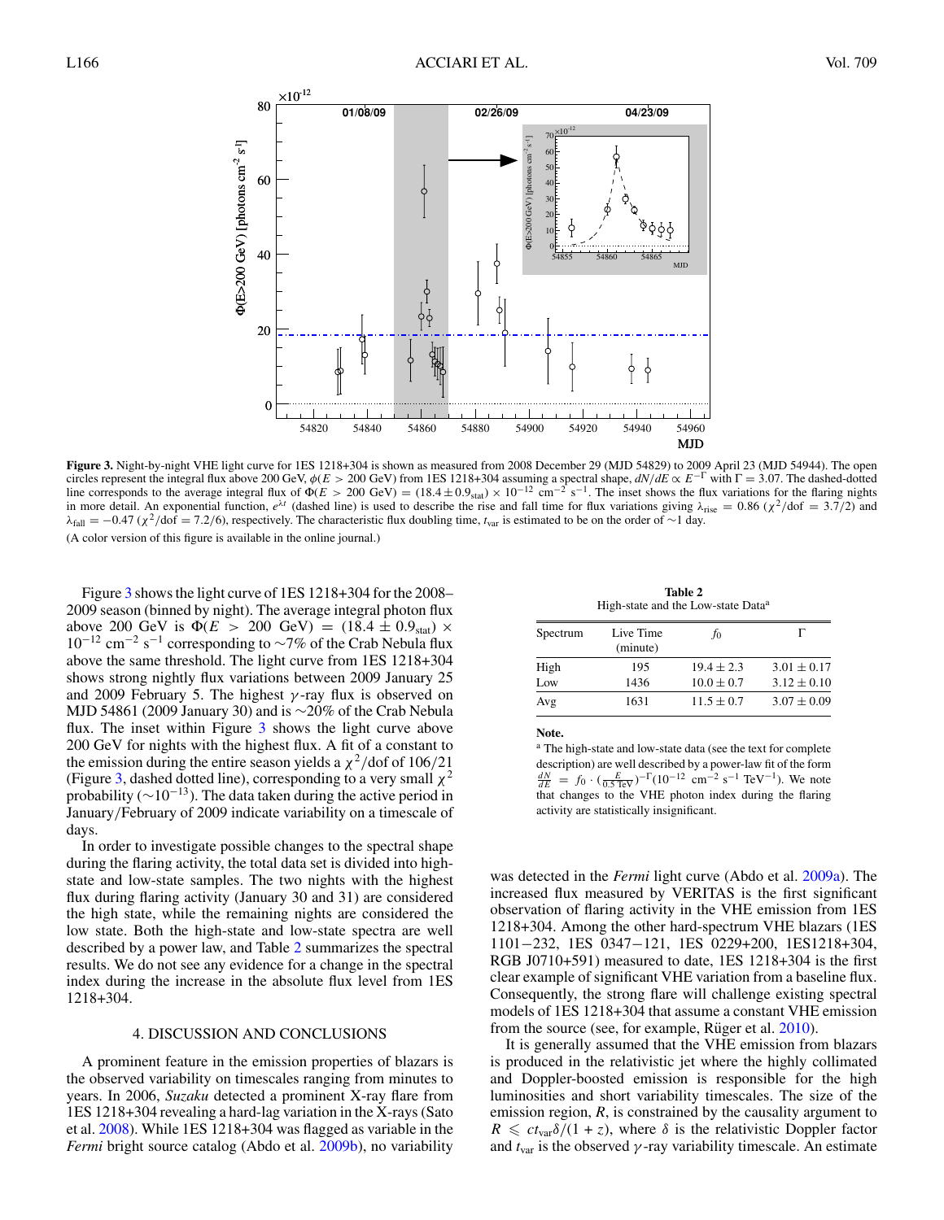**Figure 3.** Night-by-night VHE light curve for 1ES 1218+304 is shown as measured from 2008 December 29 (MJD 54829) to 2009 April 23 (MJD 54944). The open circles represent the integral flux above 200 GeV, $\phi(E > 200 \text{ GeV})$ from 1ES 1218+304 assuming a spectral shape, $dN/dE \propto E^{-\Gamma}$ with $\Gamma = 3.07$. The dashed-dotted line corresponds to the average integral flux of $\Phi(E > 200 \text{ GeV}) = (18.4 \pm 0.9_{\text{stat}}) \times 10^{-12}$ cm$^{-2}$ s$^{-1}$. The inset shows the flux variations for the flaring nights in more detail. An exponential function, $e^{\lambda t}$ (dashed line) is used to describe the rise and fall time for flux variations giving $\lambda_{\text{rise}} = 0.86$ ($\chi^2$/dof = 3.7/2) and $\lambda_{\text{fall}} = -0.47$ ($\chi^2$/dof = 7.2/6), respectively. The characteristic flux doubling time, $t_{\text{var}}$ is estimated to be on the order of ~1 day.

(A color version of this figure is available in the online journal.)

Figure 3 shows the light curve of 1ES 1218+304 for the 2008–2009 season (binned by night). The average integral photon flux above 200 GeV is $\Phi(E > 200 \text{ GeV}) = (18.4 \pm 0.9_{\text{stat}}) \times 10^{-12}$ cm$^{-2}$ s$^{-1}$ corresponding to ~7% of the Crab Nebula flux above the same threshold. The light curve from 1ES 1218+304 shows strong nightly flux variations between 2009 January 25 and 2009 February 5. The highest $\gamma$-ray flux is observed on MJD 54861 (2009 January 30) and is ~20% of the Crab Nebula flux. The inset within Figure 3 shows the light curve above 200 GeV for nights with the highest flux. A fit of a constant to the emission during the entire season yields a $\chi^2$/dof of 106/21 (Figure 3, dashed dotted line), corresponding to a very small $\chi^2$ probability (~$10^{-13}$). The data taken during the active period in January/February of 2009 indicate variability on a timescale of days.

In order to investigate possible changes to the spectral shape during the flaring activity, the total data set is divided into high-state and low-state samples. The two nights with the highest flux during flaring activity (January 30 and 31) are considered the high state, while the remaining nights are considered the low state. Both the high-state and low-state spectra are well described by a power law, and Table 2 summarizes the spectral results. We do not see any evidence for a change in the spectral index during the increase in the absolute flux level from 1ES 1218+304.

## 4. DISCUSSION AND CONCLUSIONS

A prominent feature in the emission properties of blazars is the observed variability on timescales ranging from minutes to years. In 2006, *Suzaku* detected a prominent X-ray flare from 1ES 1218+304 revealing a hard-lag variation in the X-rays (Sato et al. 2008). While 1ES 1218+304 was flagged as variable in the *Fermi* bright source catalog (Abdo et al. 2009b), no variability was detected in the *Fermi* light curve (Abdo et al. 2009a). The increased flux measured by VERITAS is the first significant observation of flaring activity in the VHE emission from 1ES 1218+304. Among the other hard-spectrum VHE blazars (1ES 1101−232, 1ES 0347−121, 1ES 0229+200, 1ES1218+304, RGB J0710+591) measured to date, 1ES 1218+304 is the first clear example of significant VHE variation from a baseline flux. Consequently, the strong flare will challenge existing spectral models of 1ES 1218+304 that assume a constant VHE emission from the source (see, for example, Rüger et al. 2010).

It is generally assumed that the VHE emission from blazars is produced in the relativistic jet where the highly collimated and Doppler-boosted emission is responsible for the high luminosities and short variability timescales. The size of the emission region, $R$, is constrained by the causality argument to $R \leqslant ct_{\text{var}}\delta/(1+z)$, where $\delta$ is the relativistic Doppler factor and $t_{\text{var}}$ is the observed $\gamma$-ray variability timescale. An estimate

**Table 2**
High-state and the Low-state Data[a]

| Spectrum | Live Time (minute) | $f_0$ | $\Gamma$ |
|---|---|---|---|
| High | 195 | $19.4 \pm 2.3$ | $3.01 \pm 0.17$ |
| Low | 1436 | $10.0 \pm 0.7$ | $3.12 \pm 0.10$ |
| Avg | 1631 | $11.5 \pm 0.7$ | $3.07 \pm 0.09$ |

**Note.**
[a] The high-state and low-state data (see the text for complete description) are well described by a power-law fit of the form $\frac{dN}{dE} = f_0 \cdot (\frac{E}{0.5 \text{ TeV}})^{-\Gamma} (10^{-12}$ cm$^{-2}$ s$^{-1}$ TeV$^{-1}$). We note that changes to the VHE photon index during the flaring activity are statistically insignificant.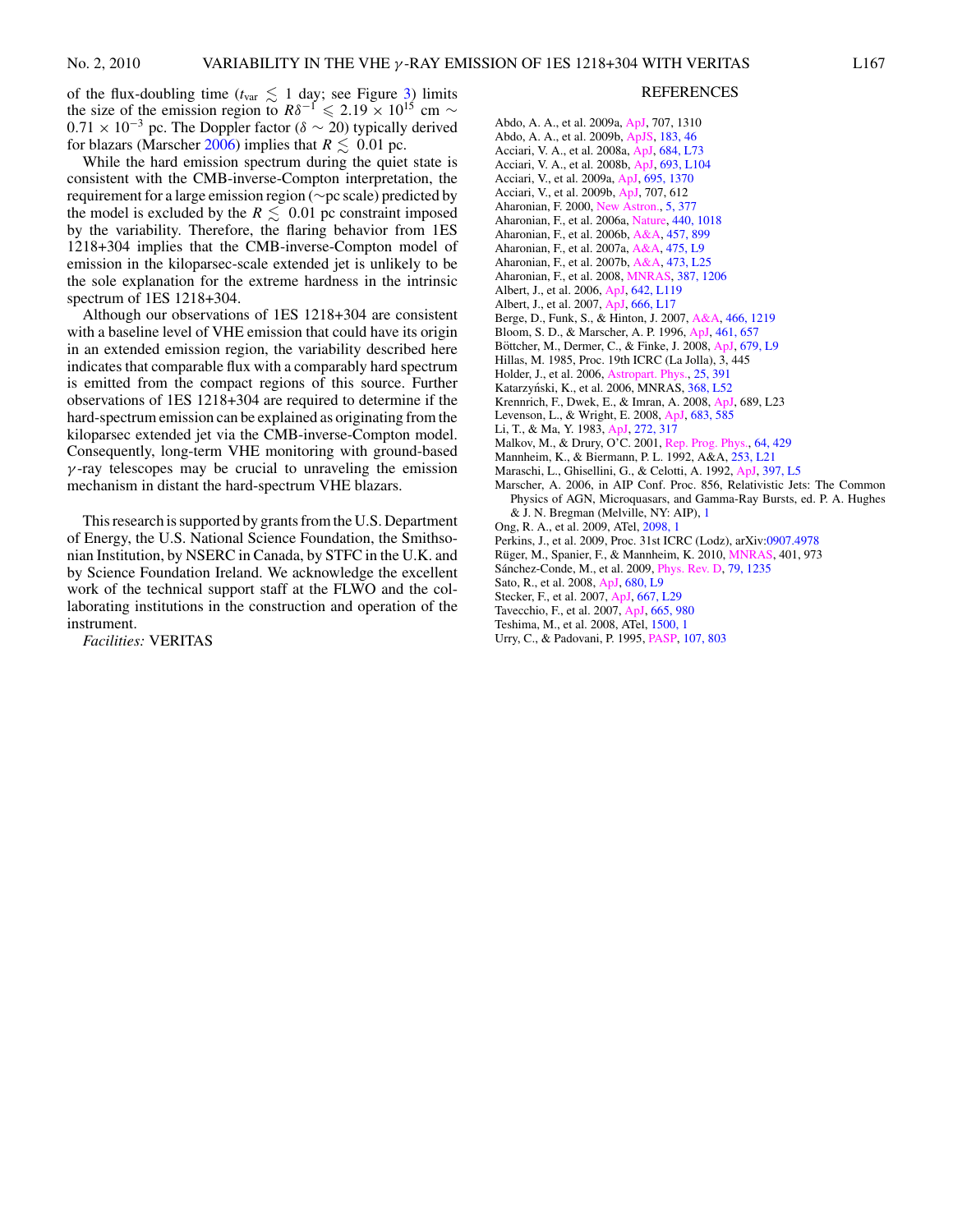of the flux-doubling time ($t_{\rm var} \lesssim 1$ day; see Figure 3) limits the size of the emission region to $R\delta^{-1} \leqslant 2.19 \times 10^{15}$ cm $\sim 0.71 \times 10^{-3}$ pc. The Doppler factor ($\delta \sim 20$) typically derived for blazars (Marscher 2006) implies that $R \lesssim 0.01$ pc.

While the hard emission spectrum during the quiet state is consistent with the CMB-inverse-Compton interpretation, the requirement for a large emission region (~pc scale) predicted by the model is excluded by the $R \lesssim 0.01$ pc constraint imposed by the variability. Therefore, the flaring behavior from 1ES 1218+304 implies that the CMB-inverse-Compton model of emission in the kiloparsec-scale extended jet is unlikely to be the sole explanation for the extreme hardness in the intrinsic spectrum of 1ES 1218+304.

Although our observations of 1ES 1218+304 are consistent with a baseline level of VHE emission that could have its origin in an extended emission region, the variability described here indicates that comparable flux with a comparably hard spectrum is emitted from the compact regions of this source. Further observations of 1ES 1218+304 are required to determine if the hard-spectrum emission can be explained as originating from the kiloparsec extended jet via the CMB-inverse-Compton model. Consequently, long-term VHE monitoring with ground-based $\gamma$-ray telescopes may be crucial to unraveling the emission mechanism in distant the hard-spectrum VHE blazars.

This research is supported by grants from the U.S. Department of Energy, the U.S. National Science Foundation, the Smithsonian Institution, by NSERC in Canada, by STFC in the U.K. and by Science Foundation Ireland. We acknowledge the excellent work of the technical support staff at the FLWO and the collaborating institutions in the construction and operation of the instrument.

*Facilities:* VERITAS

## REFERENCES

Abdo, A. A., et al. 2009a, ApJ, 707, 1310
Abdo, A. A., et al. 2009b, ApJS, 183, 46
Acciari, V. A., et al. 2008a, ApJ, 684, L73
Acciari, V. A., et al. 2008b, ApJ, 693, L104
Acciari, V., et al. 2009a, ApJ, 695, 1370
Acciari, V., et al. 2009b, ApJ, 707, 612
Aharonian, F. 2000, New Astron., 5, 377
Aharonian, F., et al. 2006a, Nature, 440, 1018
Aharonian, F., et al. 2006b, A&A, 457, 899
Aharonian, F., et al. 2007a, A&A, 475, L9
Aharonian, F., et al. 2007b, A&A, 473, L25
Aharonian, F., et al. 2008, MNRAS, 387, 1206
Albert, J., et al. 2006, ApJ, 642, L119
Albert, J., et al. 2007, ApJ, 666, L17
Berge, D., Funk, S., & Hinton, J. 2007, A&A, 466, 1219
Bloom, S. D., & Marscher, A. P. 1996, ApJ, 461, 657
Böttcher, M., Dermer, C., & Finke, J. 2008, ApJ, 679, L9
Hillas, M. 1985, Proc. 19th ICRC (La Jolla), 3, 445
Holder, J., et al. 2006, Astropart. Phys., 25, 391
Katarzyński, K., et al. 2006, MNRAS, 368, L52
Krennrich, F., Dwek, E., & Imran, A. 2008, ApJ, 689, L23
Levenson, L., & Wright, E. 2008, ApJ, 683, 585
Li, T., & Ma, Y. 1983, ApJ, 272, 317
Malkov, M., & Drury, O'C. 2001, Rep. Prog. Phys., 64, 429
Mannheim, K., & Biermann, P. L. 1992, A&A, 253, L21
Maraschi, L., Ghisellini, G., & Celotti, A. 1992, ApJ, 397, L5
Marscher, A. 2006, in AIP Conf. Proc. 856, Relativistic Jets: The Common Physics of AGN, Microquasars, and Gamma-Ray Bursts, ed. P. A. Hughes & J. N. Bregman (Melville, NY: AIP), 1
Ong, R. A., et al. 2009, ATel, 2098, 1
Perkins, J., et al. 2009, Proc. 31st ICRC (Lodz), arXiv:0907.4978
Rüger, M., Spanier, F., & Mannheim, K. 2010, MNRAS, 401, 973
Sánchez-Conde, M., et al. 2009, Phys. Rev. D, 79, 1235
Sato, R., et al. 2008, ApJ, 680, L9
Stecker, F., et al. 2007, ApJ, 667, L29
Tavecchio, F., et al. 2007, ApJ, 665, 980
Teshima, M., et al. 2008, ATel, 1500, 1
Urry, C., & Padovani, P. 1995, PASP, 107, 803